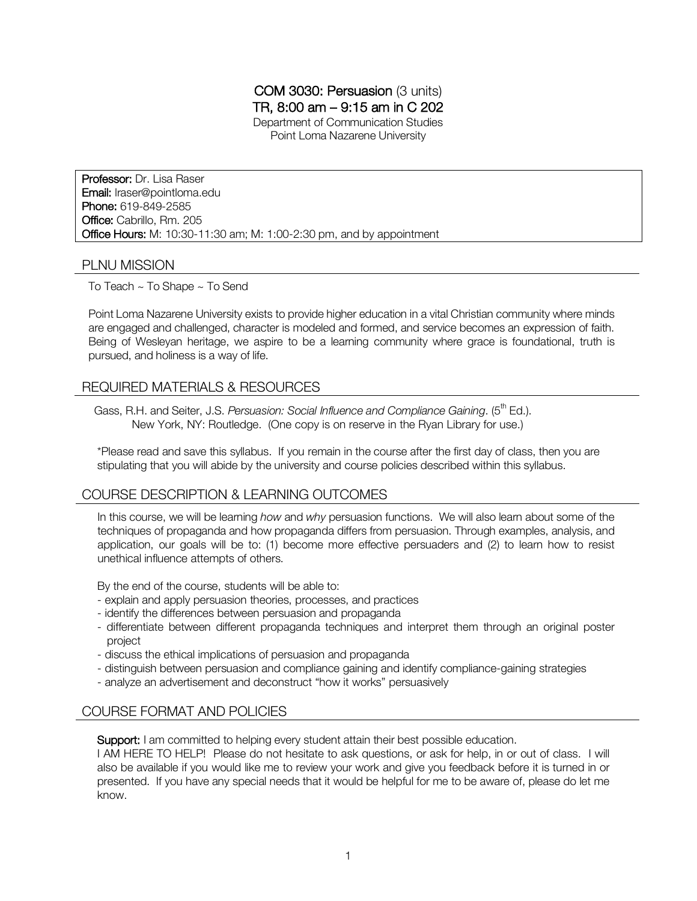# COM 3030: Persuasion (3 units)

## TR, 8:00 am – 9:15 am in C 202

Department of Communication Studies
Point Loma Nazarene University

**Professor:** Dr. Lisa Raser
**Email:** lraser@pointloma.edu
**Phone:** 619-849-2585
**Office:** Cabrillo, Rm. 205
**Office Hours:** M: 10:30-11:30 am; M: 1:00-2:30 pm, and by appointment

## PLNU MISSION

To Teach ~ To Shape ~ To Send

Point Loma Nazarene University exists to provide higher education in a vital Christian community where minds are engaged and challenged, character is modeled and formed, and service becomes an expression of faith. Being of Wesleyan heritage, we aspire to be a learning community where grace is foundational, truth is pursued, and holiness is a way of life.

## REQUIRED MATERIALS & RESOURCES

Gass, R.H. and Seiter, J.S. *Persuasion: Social Influence and Compliance Gaining*. (5th Ed.). New York, NY: Routledge. (One copy is on reserve in the Ryan Library for use.)

*Please read and save this syllabus. If you remain in the course after the first day of class, then you are stipulating that you will abide by the university and course policies described within this syllabus.

## COURSE DESCRIPTION & LEARNING OUTCOMES

In this course, we will be learning *how* and *why* persuasion functions. We will also learn about some of the techniques of propaganda and how propaganda differs from persuasion. Through examples, analysis, and application, our goals will be to: (1) become more effective persuaders and (2) to learn how to resist unethical influence attempts of others.

By the end of the course, students will be able to:

- explain and apply persuasion theories, processes, and practices
- identify the differences between persuasion and propaganda
- differentiate between different propaganda techniques and interpret them through an original poster project
- discuss the ethical implications of persuasion and propaganda
- distinguish between persuasion and compliance gaining and identify compliance-gaining strategies
- analyze an advertisement and deconstruct "how it works" persuasively

## COURSE FORMAT AND POLICIES

**Support:** I am committed to helping every student attain their best possible education.
I AM HERE TO HELP! Please do not hesitate to ask questions, or ask for help, in or out of class. I will also be available if you would like me to review your work and give you feedback before it is turned in or presented. If you have any special needs that it would be helpful for me to be aware of, please do let me know.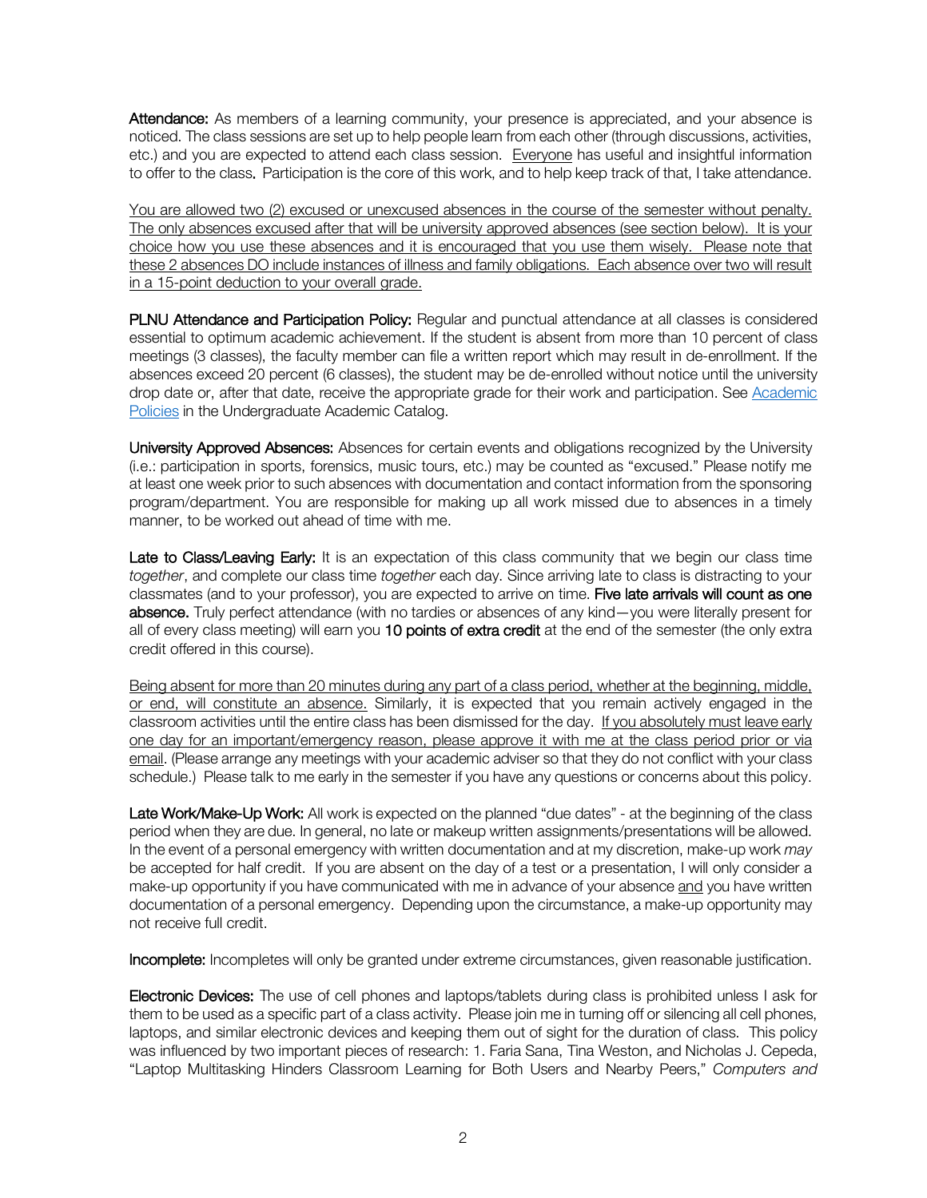**Attendance:** As members of a learning community, your presence is appreciated, and your absence is noticed. The class sessions are set up to help people learn from each other (through discussions, activities, etc.) and you are expected to attend each class session. Everyone has useful and insightful information to offer to the class. Participation is the core of this work, and to help keep track of that, I take attendance.

You are allowed two (2) excused or unexcused absences in the course of the semester without penalty. The only absences excused after that will be university approved absences (see section below). It is your choice how you use these absences and it is encouraged that you use them wisely. Please note that these 2 absences DO include instances of illness and family obligations. Each absence over two will result in a 15-point deduction to your overall grade.

**PLNU Attendance and Participation Policy:** Regular and punctual attendance at all classes is considered essential to optimum academic achievement. If the student is absent from more than 10 percent of class meetings (3 classes), the faculty member can file a written report which may result in de-enrollment. If the absences exceed 20 percent (6 classes), the student may be de-enrolled without notice until the university drop date or, after that date, receive the appropriate grade for their work and participation. See Academic Policies in the Undergraduate Academic Catalog.

**University Approved Absences:** Absences for certain events and obligations recognized by the University (i.e.: participation in sports, forensics, music tours, etc.) may be counted as "excused." Please notify me at least one week prior to such absences with documentation and contact information from the sponsoring program/department. You are responsible for making up all work missed due to absences in a timely manner, to be worked out ahead of time with me.

**Late to Class/Leaving Early:** It is an expectation of this class community that we begin our class time *together*, and complete our class time *together* each day. Since arriving late to class is distracting to your classmates (and to your professor), you are expected to arrive on time. **Five late arrivals will count as one absence.** Truly perfect attendance (with no tardies or absences of any kind—you were literally present for all of every class meeting) will earn you **10 points of extra credit** at the end of the semester (the only extra credit offered in this course).

Being absent for more than 20 minutes during any part of a class period, whether at the beginning, middle, or end, will constitute an absence. Similarly, it is expected that you remain actively engaged in the classroom activities until the entire class has been dismissed for the day. If you absolutely must leave early one day for an important/emergency reason, please approve it with me at the class period prior or via email. (Please arrange any meetings with your academic adviser so that they do not conflict with your class schedule.) Please talk to me early in the semester if you have any questions or concerns about this policy.

**Late Work/Make-Up Work:** All work is expected on the planned "due dates" - at the beginning of the class period when they are due. In general, no late or makeup written assignments/presentations will be allowed. In the event of a personal emergency with written documentation and at my discretion, make-up work *may* be accepted for half credit. If you are absent on the day of a test or a presentation, I will only consider a make-up opportunity if you have communicated with me in advance of your absence and you have written documentation of a personal emergency. Depending upon the circumstance, a make-up opportunity may not receive full credit.

**Incomplete:** Incompletes will only be granted under extreme circumstances, given reasonable justification.

**Electronic Devices:** The use of cell phones and laptops/tablets during class is prohibited unless I ask for them to be used as a specific part of a class activity. Please join me in turning off or silencing all cell phones, laptops, and similar electronic devices and keeping them out of sight for the duration of class. This policy was influenced by two important pieces of research: 1. Faria Sana, Tina Weston, and Nicholas J. Cepeda, "Laptop Multitasking Hinders Classroom Learning for Both Users and Nearby Peers," *Computers and*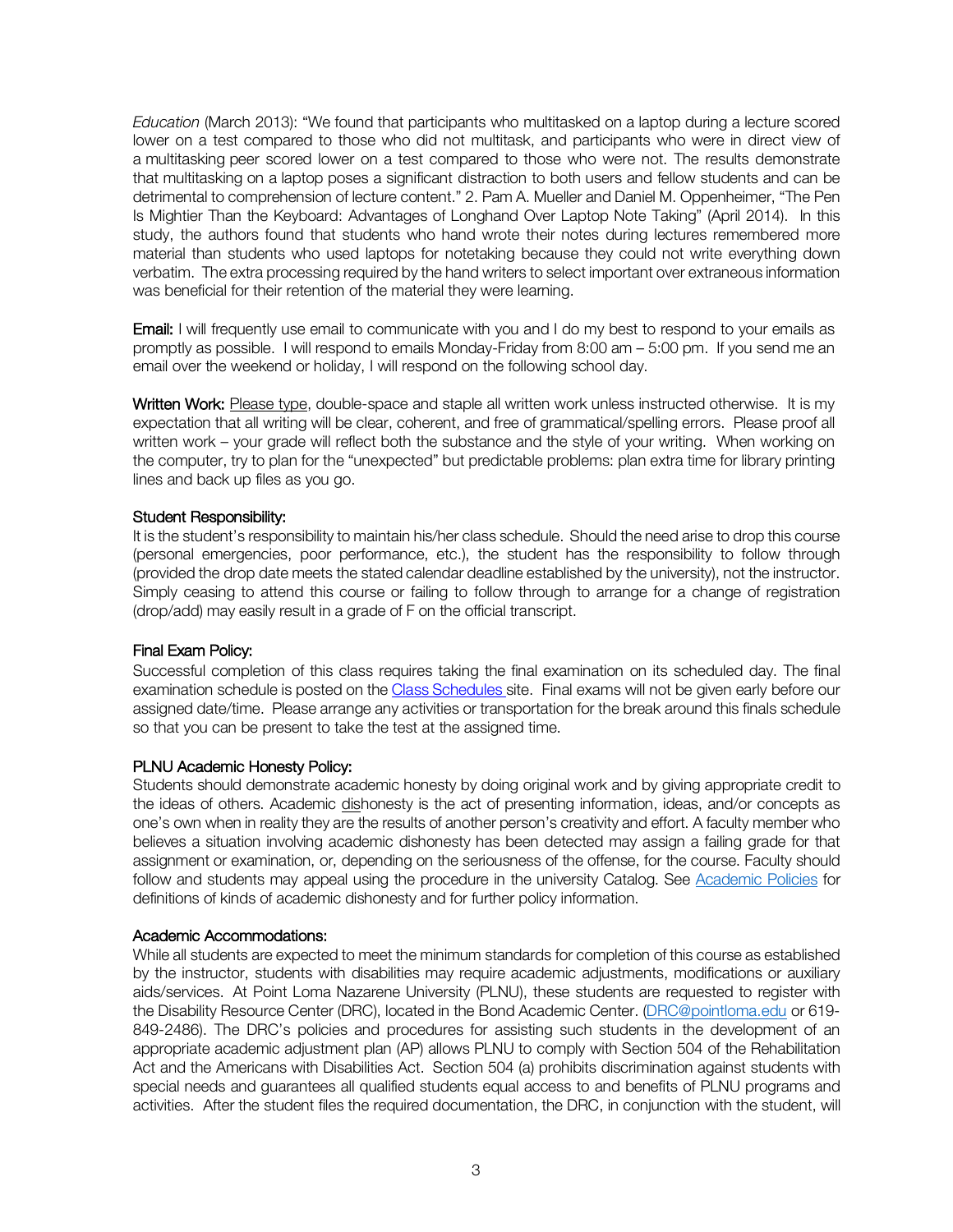*Education* (March 2013): "We found that participants who multitasked on a laptop during a lecture scored lower on a test compared to those who did not multitask, and participants who were in direct view of a multitasking peer scored lower on a test compared to those who were not. The results demonstrate that multitasking on a laptop poses a significant distraction to both users and fellow students and can be detrimental to comprehension of lecture content." 2. Pam A. Mueller and Daniel M. Oppenheimer, "The Pen Is Mightier Than the Keyboard: Advantages of Longhand Over Laptop Note Taking" (April 2014). In this study, the authors found that students who hand wrote their notes during lectures remembered more material than students who used laptops for notetaking because they could not write everything down verbatim. The extra processing required by the hand writers to select important over extraneous information was beneficial for their retention of the material they were learning.

**Email:** I will frequently use email to communicate with you and I do my best to respond to your emails as promptly as possible. I will respond to emails Monday-Friday from 8:00 am – 5:00 pm. If you send me an email over the weekend or holiday, I will respond on the following school day.

**Written Work:** Please type, double-space and staple all written work unless instructed otherwise. It is my expectation that all writing will be clear, coherent, and free of grammatical/spelling errors. Please proof all written work – your grade will reflect both the substance and the style of your writing. When working on the computer, try to plan for the "unexpected" but predictable problems: plan extra time for library printing lines and back up files as you go.

**Student Responsibility:**

It is the student's responsibility to maintain his/her class schedule. Should the need arise to drop this course (personal emergencies, poor performance, etc.), the student has the responsibility to follow through (provided the drop date meets the stated calendar deadline established by the university), not the instructor. Simply ceasing to attend this course or failing to follow through to arrange for a change of registration (drop/add) may easily result in a grade of F on the official transcript.

**Final Exam Policy:**

Successful completion of this class requires taking the final examination on its scheduled day. The final examination schedule is posted on the Class Schedules site. Final exams will not be given early before our assigned date/time. Please arrange any activities or transportation for the break around this finals schedule so that you can be present to take the test at the assigned time.

**PLNU Academic Honesty Policy:**

Students should demonstrate academic honesty by doing original work and by giving appropriate credit to the ideas of others. Academic dishonesty is the act of presenting information, ideas, and/or concepts as one's own when in reality they are the results of another person's creativity and effort. A faculty member who believes a situation involving academic dishonesty has been detected may assign a failing grade for that assignment or examination, or, depending on the seriousness of the offense, for the course. Faculty should follow and students may appeal using the procedure in the university Catalog. See Academic Policies for definitions of kinds of academic dishonesty and for further policy information.

**Academic Accommodations:**

While all students are expected to meet the minimum standards for completion of this course as established by the instructor, students with disabilities may require academic adjustments, modifications or auxiliary aids/services. At Point Loma Nazarene University (PLNU), these students are requested to register with the Disability Resource Center (DRC), located in the Bond Academic Center. (DRC@pointloma.edu or 619-849-2486). The DRC's policies and procedures for assisting such students in the development of an appropriate academic adjustment plan (AP) allows PLNU to comply with Section 504 of the Rehabilitation Act and the Americans with Disabilities Act. Section 504 (a) prohibits discrimination against students with special needs and guarantees all qualified students equal access to and benefits of PLNU programs and activities. After the student files the required documentation, the DRC, in conjunction with the student, will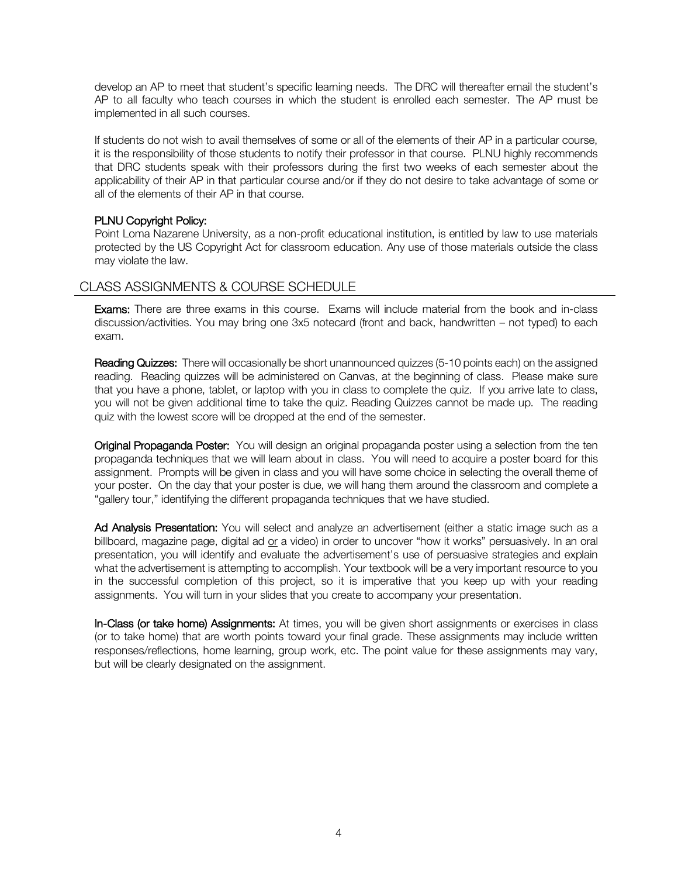develop an AP to meet that student's specific learning needs. The DRC will thereafter email the student's AP to all faculty who teach courses in which the student is enrolled each semester. The AP must be implemented in all such courses.

If students do not wish to avail themselves of some or all of the elements of their AP in a particular course, it is the responsibility of those students to notify their professor in that course. PLNU highly recommends that DRC students speak with their professors during the first two weeks of each semester about the applicability of their AP in that particular course and/or if they do not desire to take advantage of some or all of the elements of their AP in that course.

**PLNU Copyright Policy:**
Point Loma Nazarene University, as a non-profit educational institution, is entitled by law to use materials protected by the US Copyright Act for classroom education. Any use of those materials outside the class may violate the law.

## CLASS ASSIGNMENTS & COURSE SCHEDULE

**Exams:** There are three exams in this course. Exams will include material from the book and in-class discussion/activities. You may bring one 3x5 notecard (front and back, handwritten – not typed) to each exam.

**Reading Quizzes:** There will occasionally be short unannounced quizzes (5-10 points each) on the assigned reading. Reading quizzes will be administered on Canvas, at the beginning of class. Please make sure that you have a phone, tablet, or laptop with you in class to complete the quiz. If you arrive late to class, you will not be given additional time to take the quiz. Reading Quizzes cannot be made up. The reading quiz with the lowest score will be dropped at the end of the semester.

**Original Propaganda Poster:** You will design an original propaganda poster using a selection from the ten propaganda techniques that we will learn about in class. You will need to acquire a poster board for this assignment. Prompts will be given in class and you will have some choice in selecting the overall theme of your poster. On the day that your poster is due, we will hang them around the classroom and complete a "gallery tour," identifying the different propaganda techniques that we have studied.

**Ad Analysis Presentation:** You will select and analyze an advertisement (either a static image such as a billboard, magazine page, digital ad <u>or</u> a video) in order to uncover "how it works" persuasively. In an oral presentation, you will identify and evaluate the advertisement's use of persuasive strategies and explain what the advertisement is attempting to accomplish. Your textbook will be a very important resource to you in the successful completion of this project, so it is imperative that you keep up with your reading assignments. You will turn in your slides that you create to accompany your presentation.

**In-Class (or take home) Assignments:** At times, you will be given short assignments or exercises in class (or to take home) that are worth points toward your final grade. These assignments may include written responses/reflections, home learning, group work, etc. The point value for these assignments may vary, but will be clearly designated on the assignment.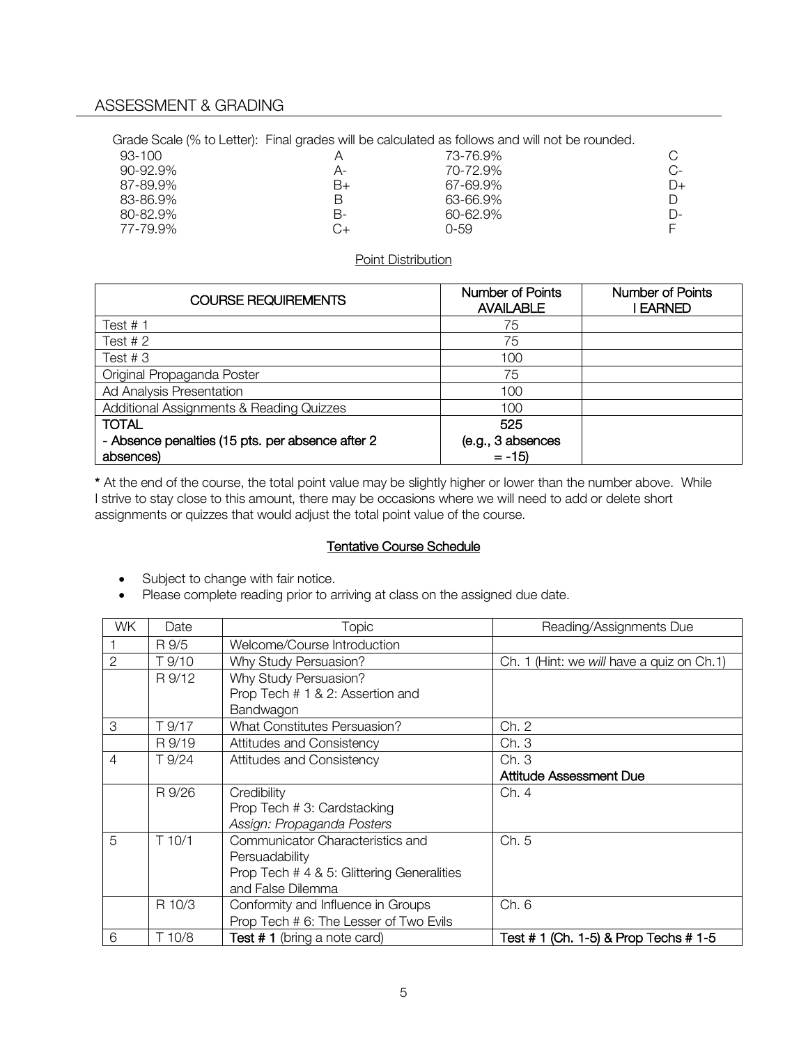## ASSESSMENT & GRADING

Grade Scale (% to Letter): Final grades will be calculated as follows and will not be rounded.

| | | | |
|---|---|---|---|
| 93-100 | A | 73-76.9% | C |
| 90-92.9% | A- | 70-72.9% | C- |
| 87-89.9% | B+ | 67-69.9% | D+ |
| 83-86.9% | B | 63-66.9% | D |
| 80-82.9% | B- | 60-62.9% | D- |
| 77-79.9% | C+ | 0-59 | F |

Point Distribution

| COURSE REQUIREMENTS | Number of Points AVAILABLE | Number of Points I EARNED |
|---|---|---|
| Test # 1 | 75 | |
| Test # 2 | 75 | |
| Test # 3 | 100 | |
| Original Propaganda Poster | 75 | |
| Ad Analysis Presentation | 100 | |
| Additional Assignments & Reading Quizzes | 100 | |
| **TOTAL** <br> **- Absence penalties (15 pts. per absence after 2 absences)** | **525** <br> **(e.g., 3 absences = -15)** | |

**\*** At the end of the course, the total point value may be slightly higher or lower than the number above. While I strive to stay close to this amount, there may be occasions where we will need to add or delete short assignments or quizzes that would adjust the total point value of the course.

### Tentative Course Schedule

- Subject to change with fair notice.
- Please complete reading prior to arriving at class on the assigned due date.

| WK | Date | Topic | Reading/Assignments Due |
|---|---|---|---|
| 1 | R 9/5 | Welcome/Course Introduction | |
| 2 | T 9/10 | Why Study Persuasion? | Ch. 1 (Hint: we *will* have a quiz on Ch.1) |
| | R 9/12 | Why Study Persuasion?<br>Prop Tech # 1 & 2: Assertion and Bandwagon | |
| 3 | T 9/17 | What Constitutes Persuasion? | Ch. 2 |
| | R 9/19 | Attitudes and Consistency | Ch. 3 |
| 4 | T 9/24 | Attitudes and Consistency | Ch. 3<br>**Attitude Assessment Due** |
| | R 9/26 | Credibility<br>Prop Tech # 3: Cardstacking<br>*Assign: Propaganda Posters* | Ch. 4 |
| 5 | T 10/1 | Communicator Characteristics and Persuadability<br>Prop Tech # 4 & 5: Glittering Generalities and False Dilemma | Ch. 5 |
| | R 10/3 | Conformity and Influence in Groups<br>Prop Tech # 6: The Lesser of Two Evils | Ch. 6 |
| 6 | T 10/8 | **Test # 1** (bring a note card) | **Test # 1 (Ch. 1-5) & Prop Techs # 1-5** |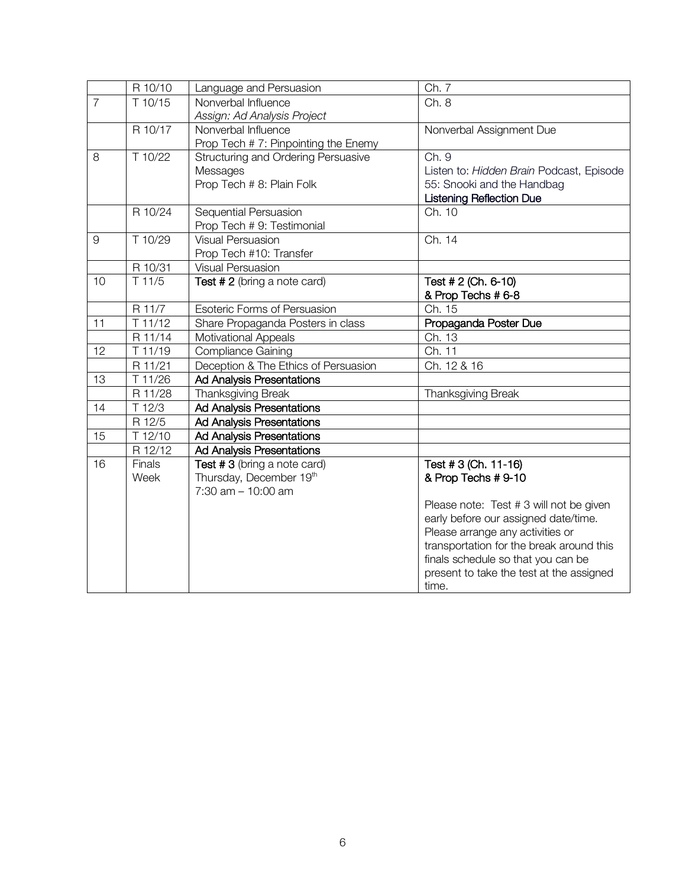| | | | |
|---|---|---|---|
| | R 10/10 | Language and Persuasion | Ch. 7 |
| 7 | T 10/15 | Nonverbal Influence<br>*Assign: Ad Analysis Project* | Ch. 8 |
| | R 10/17 | Nonverbal Influence<br>Prop Tech # 7: Pinpointing the Enemy | Nonverbal Assignment Due |
| 8 | T 10/22 | Structuring and Ordering Persuasive Messages<br>Prop Tech # 8: Plain Folk | Ch. 9<br>Listen to: *Hidden Brain* Podcast, Episode 55: Snooki and the Handbag<br>**Listening Reflection Due** |
| | R 10/24 | Sequential Persuasion<br>Prop Tech # 9: Testimonial | Ch. 10 |
| 9 | T 10/29 | Visual Persuasion<br>Prop Tech #10: Transfer | Ch. 14 |
| | R 10/31 | Visual Persuasion | |
| 10 | T 11/5 | **Test # 2** (bring a note card) | **Test # 2 (Ch. 6-10)<br>& Prop Techs # 6-8** |
| | R 11/7 | Esoteric Forms of Persuasion | Ch. 15 |
| 11 | T 11/12 | Share Propaganda Posters in class | **Propaganda Poster Due** |
| | R 11/14 | Motivational Appeals | Ch. 13 |
| 12 | T 11/19 | Compliance Gaining | Ch. 11 |
| | R 11/21 | Deception & The Ethics of Persuasion | Ch. 12 & 16 |
| 13 | T 11/26 | **Ad Analysis Presentations** | |
| | R 11/28 | Thanksgiving Break | Thanksgiving Break |
| 14 | T 12/3 | **Ad Analysis Presentations** | |
| | R 12/5 | **Ad Analysis Presentations** | |
| 15 | T 12/10 | **Ad Analysis Presentations** | |
| | R 12/12 | **Ad Analysis Presentations** | |
| 16 | Finals Week | **Test # 3** (bring a note card)<br>Thursday, December 19th<br>7:30 am – 10:00 am | **Test # 3 (Ch. 11-16)<br>& Prop Techs # 9-10**<br><br>Please note: Test # 3 will not be given early before our assigned date/time. Please arrange any activities or transportation for the break around this finals schedule so that you can be present to take the test at the assigned time. |